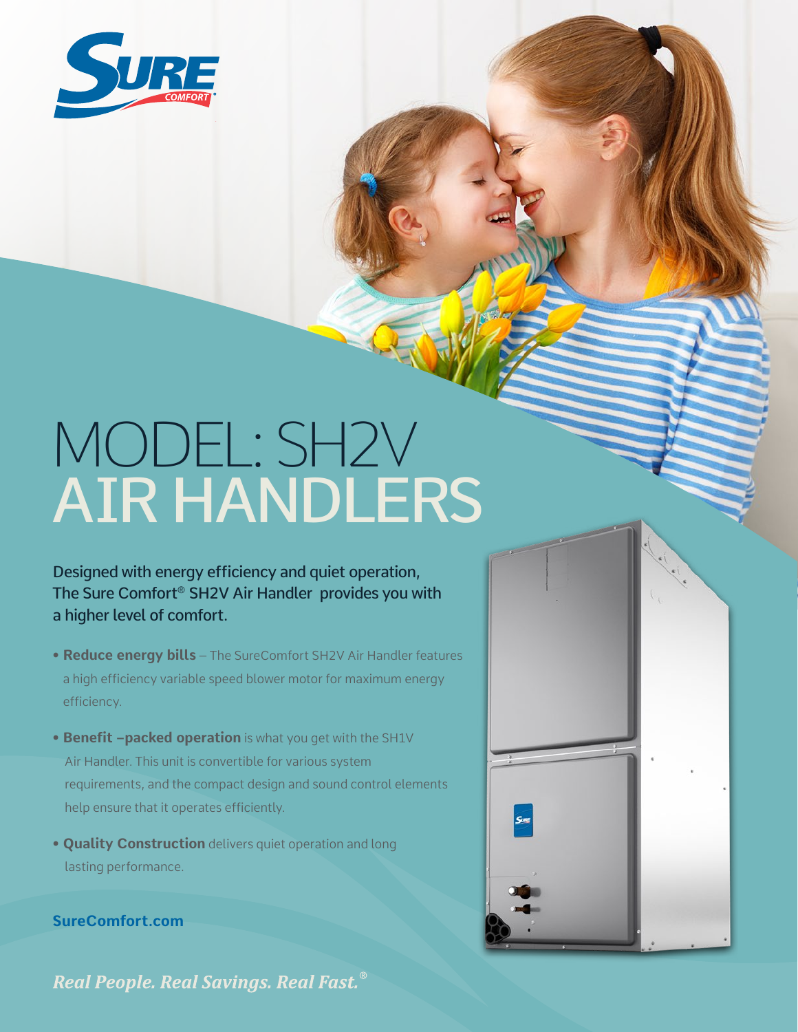SURE COMFORT®

# MODEL: SH2V
# AIR HANDLERS

Designed with energy efficiency and quiet operation, The Sure Comfort® SH2V Air Handler provides you with a higher level of comfort.

- **Reduce energy bills** – The SureComfort SH2V Air Handler features a high efficiency variable speed blower motor for maximum energy efficiency.
- **Benefit –packed operation** is what you get with the SH1V Air Handler. This unit is convertible for various system requirements, and the compact design and sound control elements help ensure that it operates efficiently.
- **Quality Construction** delivers quiet operation and long lasting performance.

**SureComfort.com**

*Real People. Real Savings. Real Fast.®*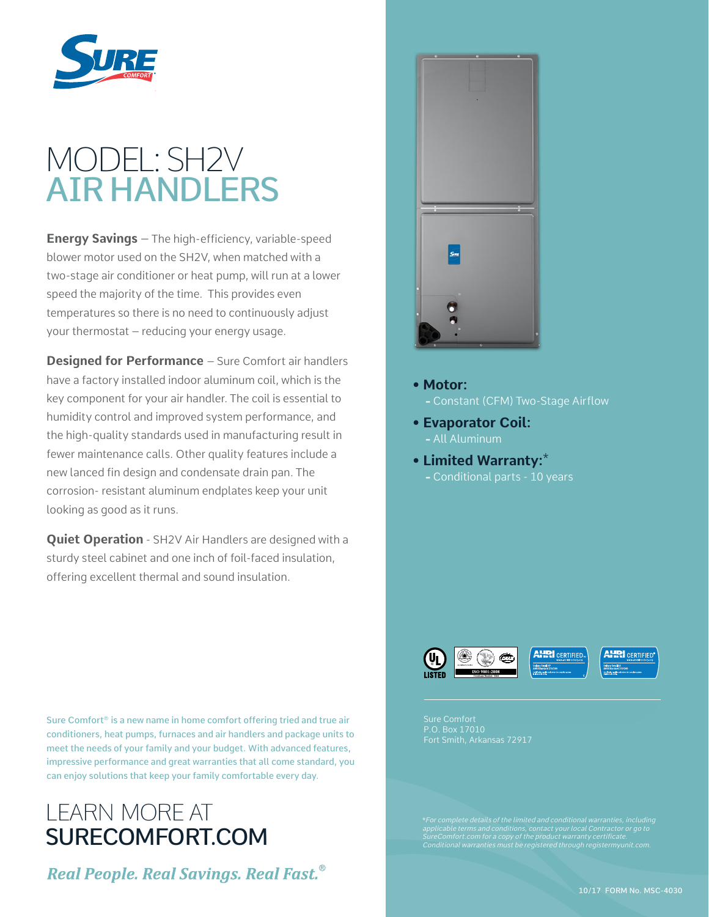# MODEL: SH2V
# AIR HANDLERS

**Energy Savings** – The high-efficiency, variable-speed blower motor used on the SH2V, when matched with a two-stage air conditioner or heat pump, will run at a lower speed the majority of the time. This provides even temperatures so there is no need to continuously adjust your thermostat – reducing your energy usage.

**Designed for Performance** – Sure Comfort air handlers have a factory installed indoor aluminum coil, which is the key component for your air handler. The coil is essential to humidity control and improved system performance, and the high-quality standards used in manufacturing result in fewer maintenance calls. Other quality features include a new lanced fin design and condensate drain pan. The corrosion- resistant aluminum endplates keep your unit looking as good as it runs.

**Quiet Operation** - SH2V Air Handlers are designed with a sturdy steel cabinet and one inch of foil-faced insulation, offering excellent thermal and sound insulation.

- **Motor:**
  - Constant (CFM) Two-Stage Airflow
- **Evaporator Coil:**
  - All Aluminum
- **Limited Warranty:***
  - Conditional parts - 10 years

Sure Comfort® is a new name in home comfort offering tried and true air conditioners, heat pumps, furnaces and air handlers and package units to meet the needs of your family and your budget. With advanced features, impressive performance and great warranties that all come standard, you can enjoy solutions that keep your family comfortable every day.

## LEARN MORE AT
## SURECOMFORT.COM

*Real People. Real Savings. Real Fast.®*

Sure Comfort
P.O. Box 17010
Fort Smith, Arkansas 72917

*\*For complete details of the limited and conditional warranties, including applicable terms and conditions, contact your local Contractor or go to SureComfort.com for a copy of the product warranty certificate. Conditional warranties must be registered through registermyunit.com.*

10/17 FORM No. MSC-4030